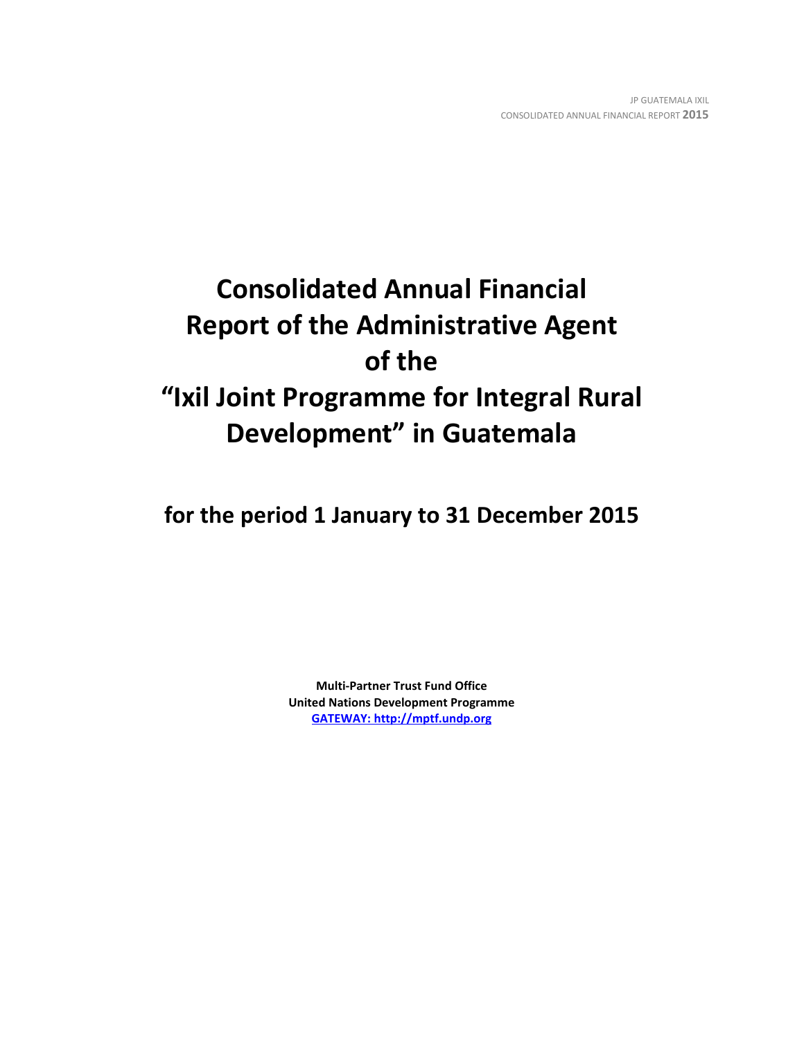# Consolidated Annual Financial Report of the Administrative Agent of the "Ixil Joint Programme for Integral Rural Development" in Guatemala

## for the period 1 January to 31 December 2015

**Multi-Partner Trust Fund Office**
**United Nations Development Programme**
**GATEWAY: http://mptf.undp.org**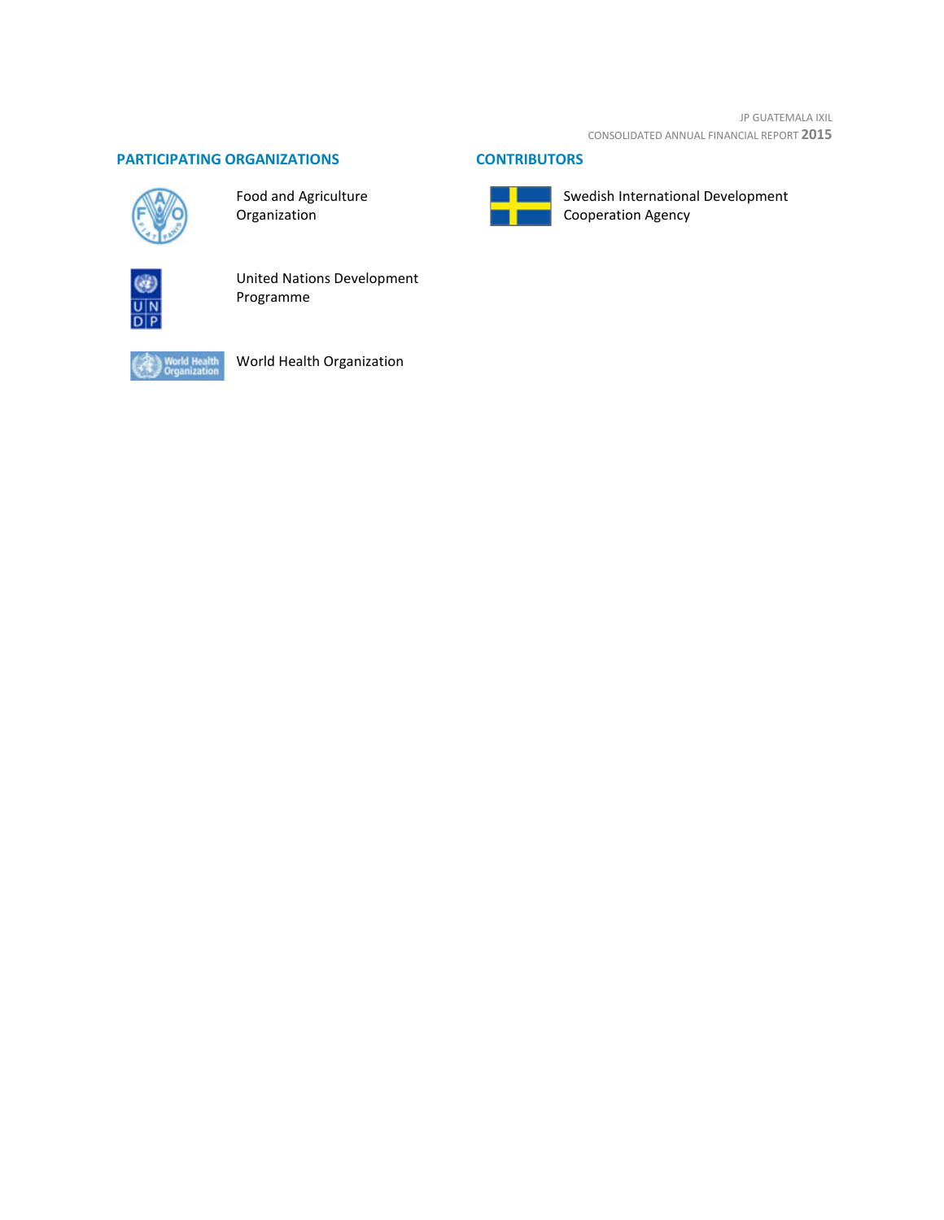## PARTICIPATING ORGANIZATIONS

Food and Agriculture Organization

United Nations Development Programme

World Health Organization

## CONTRIBUTORS

Swedish International Development Cooperation Agency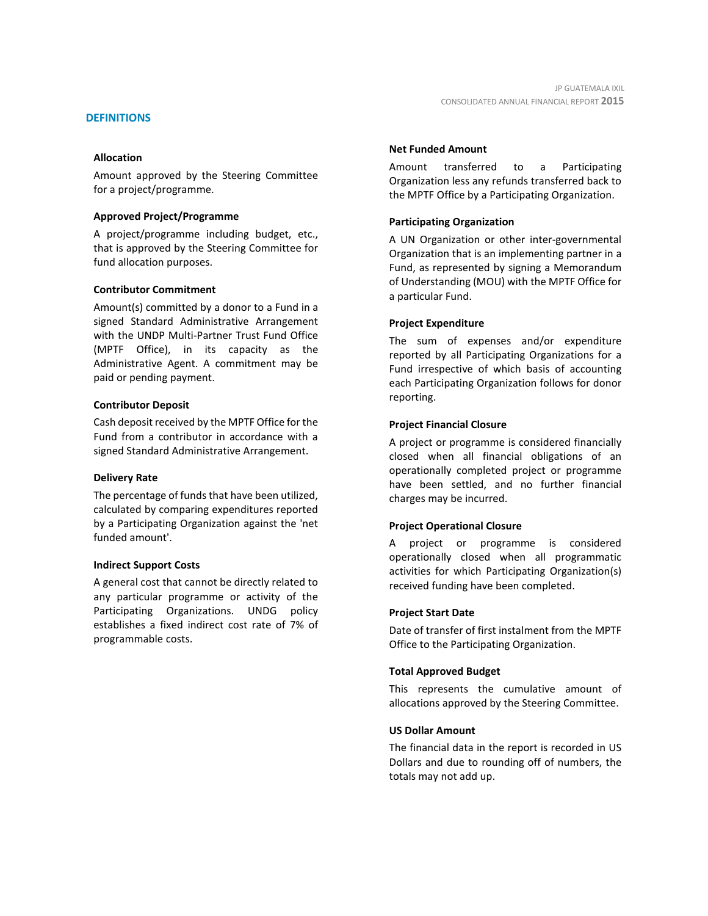## DEFINITIONS

### Allocation

Amount approved by the Steering Committee for a project/programme.

### Approved Project/Programme

A project/programme including budget, etc., that is approved by the Steering Committee for fund allocation purposes.

### Contributor Commitment

Amount(s) committed by a donor to a Fund in a signed Standard Administrative Arrangement with the UNDP Multi-Partner Trust Fund Office (MPTF Office), in its capacity as the Administrative Agent. A commitment may be paid or pending payment.

### Contributor Deposit

Cash deposit received by the MPTF Office for the Fund from a contributor in accordance with a signed Standard Administrative Arrangement.

### Delivery Rate

The percentage of funds that have been utilized, calculated by comparing expenditures reported by a Participating Organization against the 'net funded amount'.

### Indirect Support Costs

A general cost that cannot be directly related to any particular programme or activity of the Participating Organizations. UNDG policy establishes a fixed indirect cost rate of 7% of programmable costs.

### Net Funded Amount

Amount transferred to a Participating Organization less any refunds transferred back to the MPTF Office by a Participating Organization.

### Participating Organization

A UN Organization or other inter-governmental Organization that is an implementing partner in a Fund, as represented by signing a Memorandum of Understanding (MOU) with the MPTF Office for a particular Fund.

### Project Expenditure

The sum of expenses and/or expenditure reported by all Participating Organizations for a Fund irrespective of which basis of accounting each Participating Organization follows for donor reporting.

### Project Financial Closure

A project or programme is considered financially closed when all financial obligations of an operationally completed project or programme have been settled, and no further financial charges may be incurred.

### Project Operational Closure

A project or programme is considered operationally closed when all programmatic activities for which Participating Organization(s) received funding have been completed.

### Project Start Date

Date of transfer of first instalment from the MPTF Office to the Participating Organization.

### Total Approved Budget

This represents the cumulative amount of allocations approved by the Steering Committee.

### US Dollar Amount

The financial data in the report is recorded in US Dollars and due to rounding off of numbers, the totals may not add up.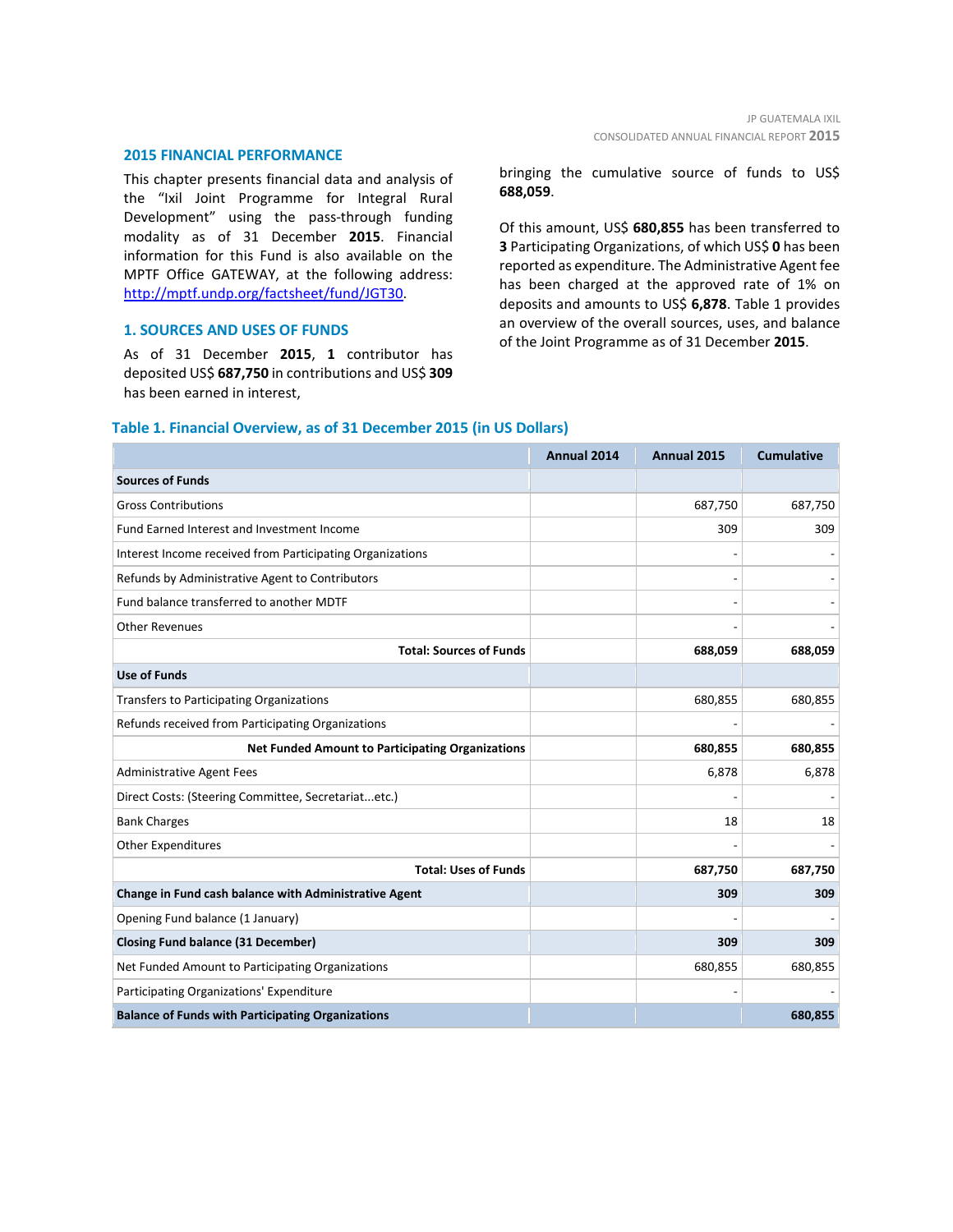## 2015 FINANCIAL PERFORMANCE

This chapter presents financial data and analysis of the "Ixil Joint Programme for Integral Rural Development" using the pass-through funding modality as of 31 December **2015**. Financial information for this Fund is also available on the MPTF Office GATEWAY, at the following address: [http://mptf.undp.org/factsheet/fund/JGT30](http://mptf.undp.org/factsheet/fund/JGT30).

### 1. SOURCES AND USES OF FUNDS

As of 31 December **2015**, **1** contributor has deposited US$ **687,750** in contributions and US$ **309** has been earned in interest, bringing the cumulative source of funds to US$ **688,059**.

Of this amount, US$ **680,855** has been transferred to **3** Participating Organizations, of which US$ **0** has been reported as expenditure. The Administrative Agent fee has been charged at the approved rate of 1% on deposits and amounts to US$ **6,878**. Table 1 provides an overview of the overall sources, uses, and balance of the Joint Programme as of 31 December **2015**.

**Table 1. Financial Overview, as of 31 December 2015 (in US Dollars)**

| | Annual 2014 | Annual 2015 | Cumulative |
|---|---|---|---|
| **Sources of Funds** | | | |
| Gross Contributions | | 687,750 | 687,750 |
| Fund Earned Interest and Investment Income | | 309 | 309 |
| Interest Income received from Participating Organizations | | - | - |
| Refunds by Administrative Agent to Contributors | | - | - |
| Fund balance transferred to another MDTF | | - | - |
| Other Revenues | | - | - |
| **Total: Sources of Funds** | | **688,059** | **688,059** |
| **Use of Funds** | | | |
| Transfers to Participating Organizations | | 680,855 | 680,855 |
| Refunds received from Participating Organizations | | - | - |
| **Net Funded Amount to Participating Organizations** | | **680,855** | **680,855** |
| Administrative Agent Fees | | 6,878 | 6,878 |
| Direct Costs: (Steering Committee, Secretariat...etc.) | | - | - |
| Bank Charges | | 18 | 18 |
| Other Expenditures | | - | - |
| **Total: Uses of Funds** | | **687,750** | **687,750** |
| **Change in Fund cash balance with Administrative Agent** | | **309** | **309** |
| Opening Fund balance (1 January) | | - | - |
| **Closing Fund balance (31 December)** | | **309** | **309** |
| Net Funded Amount to Participating Organizations | | 680,855 | 680,855 |
| Participating Organizations' Expenditure | | - | - |
| **Balance of Funds with Participating Organizations** | | | **680,855** |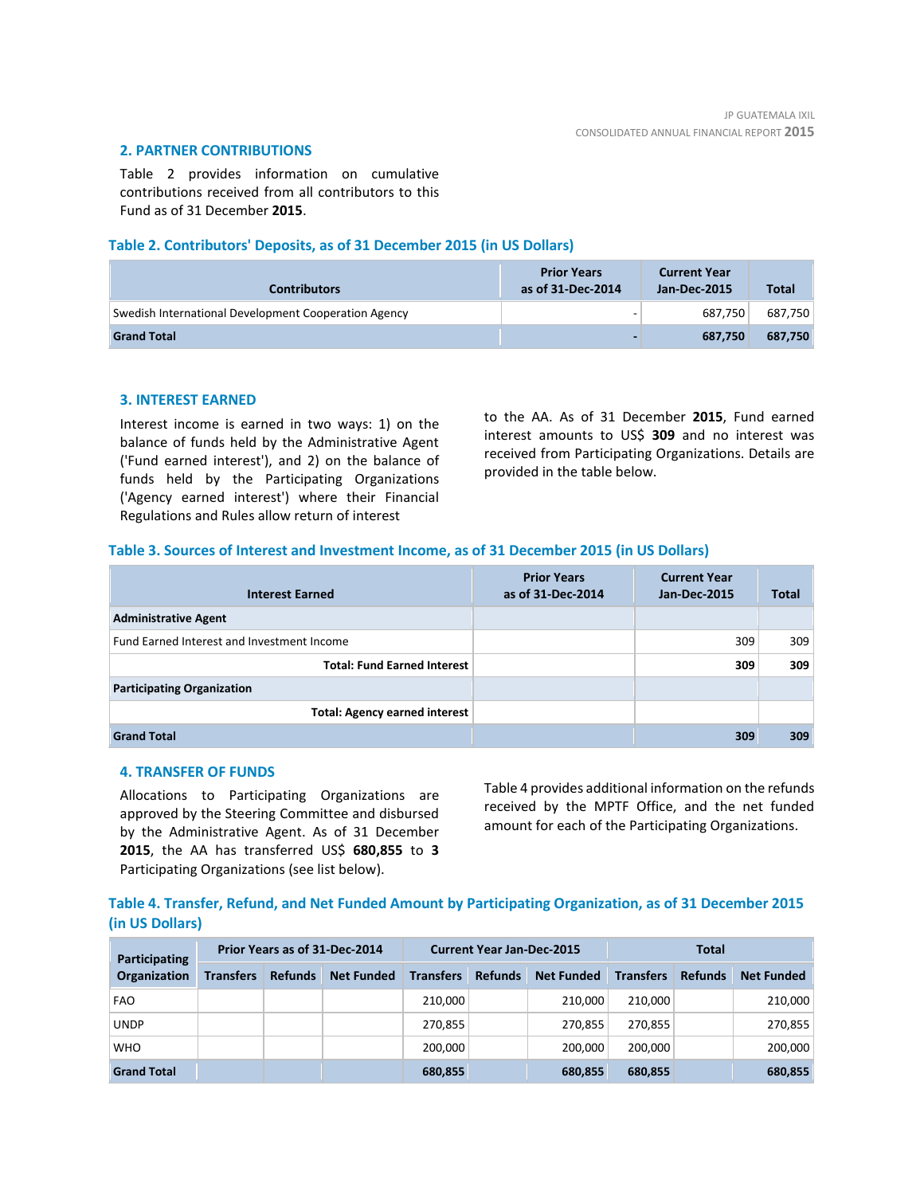## 2. PARTNER CONTRIBUTIONS

Table 2 provides information on cumulative contributions received from all contributors to this Fund as of 31 December **2015**.

### Table 2. Contributors' Deposits, as of 31 December 2015 (in US Dollars)

| Contributors | Prior Years as of 31-Dec-2014 | Current Year Jan-Dec-2015 | Total |
|---|---|---|---|
| Swedish International Development Cooperation Agency | - | 687,750 | 687,750 |
| **Grand Total** | **-** | **687,750** | **687,750** |

## 3. INTEREST EARNED

Interest income is earned in two ways: 1) on the balance of funds held by the Administrative Agent ('Fund earned interest'), and 2) on the balance of funds held by the Participating Organizations ('Agency earned interest') where their Financial Regulations and Rules allow return of interest to the AA. As of 31 December **2015**, Fund earned interest amounts to US$ **309** and no interest was received from Participating Organizations. Details are provided in the table below.

### Table 3. Sources of Interest and Investment Income, as of 31 December 2015 (in US Dollars)

| Interest Earned | Prior Years as of 31-Dec-2014 | Current Year Jan-Dec-2015 | Total |
|---|---|---|---|
| **Administrative Agent** | | | |
| Fund Earned Interest and Investment Income | | 309 | 309 |
| **Total: Fund Earned Interest** | | **309** | **309** |
| **Participating Organization** | | | |
| **Total: Agency earned interest** | | | |
| **Grand Total** | | **309** | **309** |

## 4. TRANSFER OF FUNDS

Allocations to Participating Organizations are approved by the Steering Committee and disbursed by the Administrative Agent. As of 31 December **2015**, the AA has transferred US$ **680,855** to **3** Participating Organizations (see list below).

Table 4 provides additional information on the refunds received by the MPTF Office, and the net funded amount for each of the Participating Organizations.

### Table 4. Transfer, Refund, and Net Funded Amount by Participating Organization, as of 31 December 2015 (in US Dollars)

| Participating Organization | Prior Years as of 31-Dec-2014 | | | Current Year Jan-Dec-2015 | | | Total | | |
|---|---|---|---|---|---|---|---|---|---|
| | Transfers | Refunds | Net Funded | Transfers | Refunds | Net Funded | Transfers | Refunds | Net Funded |
| FAO | | | | 210,000 | | 210,000 | 210,000 | | 210,000 |
| UNDP | | | | 270,855 | | 270,855 | 270,855 | | 270,855 |
| WHO | | | | 200,000 | | 200,000 | 200,000 | | 200,000 |
| **Grand Total** | | | | **680,855** | | **680,855** | **680,855** | | **680,855** |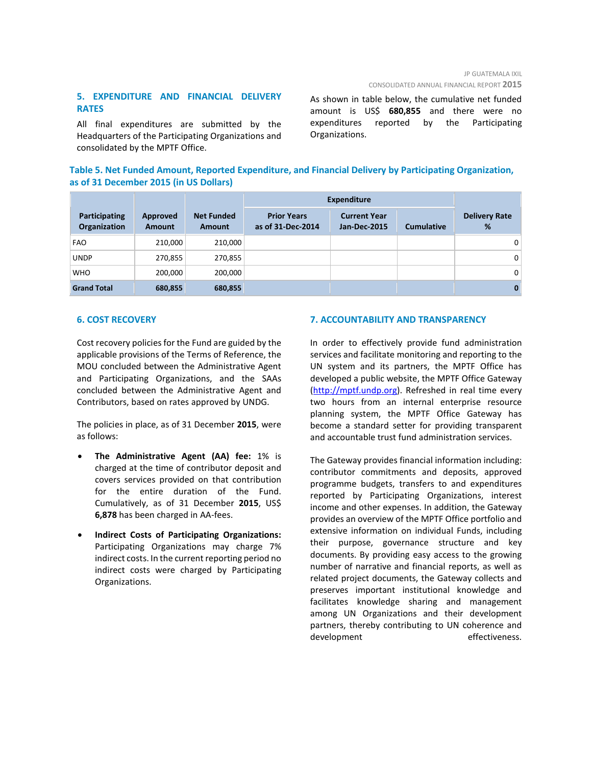## 5. EXPENDITURE AND FINANCIAL DELIVERY RATES

All final expenditures are submitted by the Headquarters of the Participating Organizations and consolidated by the MPTF Office.

As shown in table below, the cumulative net funded amount is US$ **680,855** and there were no expenditures reported by the Participating Organizations.

**Table 5. Net Funded Amount, Reported Expenditure, and Financial Delivery by Participating Organization, as of 31 December 2015 (in US Dollars)**

| Participating Organization | Approved Amount | Net Funded Amount | Expenditure | | | Delivery Rate % |
|---|---|---|---|---|---|---|
| | | | Prior Years as of 31-Dec-2014 | Current Year Jan-Dec-2015 | Cumulative | |
| FAO | 210,000 | 210,000 | | | | 0 |
| UNDP | 270,855 | 270,855 | | | | 0 |
| WHO | 200,000 | 200,000 | | | | 0 |
| **Grand Total** | **680,855** | **680,855** | | | | **0** |

## 6. COST RECOVERY

Cost recovery policies for the Fund are guided by the applicable provisions of the Terms of Reference, the MOU concluded between the Administrative Agent and Participating Organizations, and the SAAs concluded between the Administrative Agent and Contributors, based on rates approved by UNDG.

The policies in place, as of 31 December **2015**, were as follows:

- **The Administrative Agent (AA) fee:** 1% is charged at the time of contributor deposit and covers services provided on that contribution for the entire duration of the Fund. Cumulatively, as of 31 December **2015**, US$ **6,878** has been charged in AA-fees.
- **Indirect Costs of Participating Organizations:** Participating Organizations may charge 7% indirect costs. In the current reporting period no indirect costs were charged by Participating Organizations.

## 7. ACCOUNTABILITY AND TRANSPARENCY

In order to effectively provide fund administration services and facilitate monitoring and reporting to the UN system and its partners, the MPTF Office has developed a public website, the MPTF Office Gateway (http://mptf.undp.org). Refreshed in real time every two hours from an internal enterprise resource planning system, the MPTF Office Gateway has become a standard setter for providing transparent and accountable trust fund administration services.

The Gateway provides financial information including: contributor commitments and deposits, approved programme budgets, transfers to and expenditures reported by Participating Organizations, interest income and other expenses. In addition, the Gateway provides an overview of the MPTF Office portfolio and extensive information on individual Funds, including their purpose, governance structure and key documents. By providing easy access to the growing number of narrative and financial reports, as well as related project documents, the Gateway collects and preserves important institutional knowledge and facilitates knowledge sharing and management among UN Organizations and their development partners, thereby contributing to UN coherence and development effectiveness.